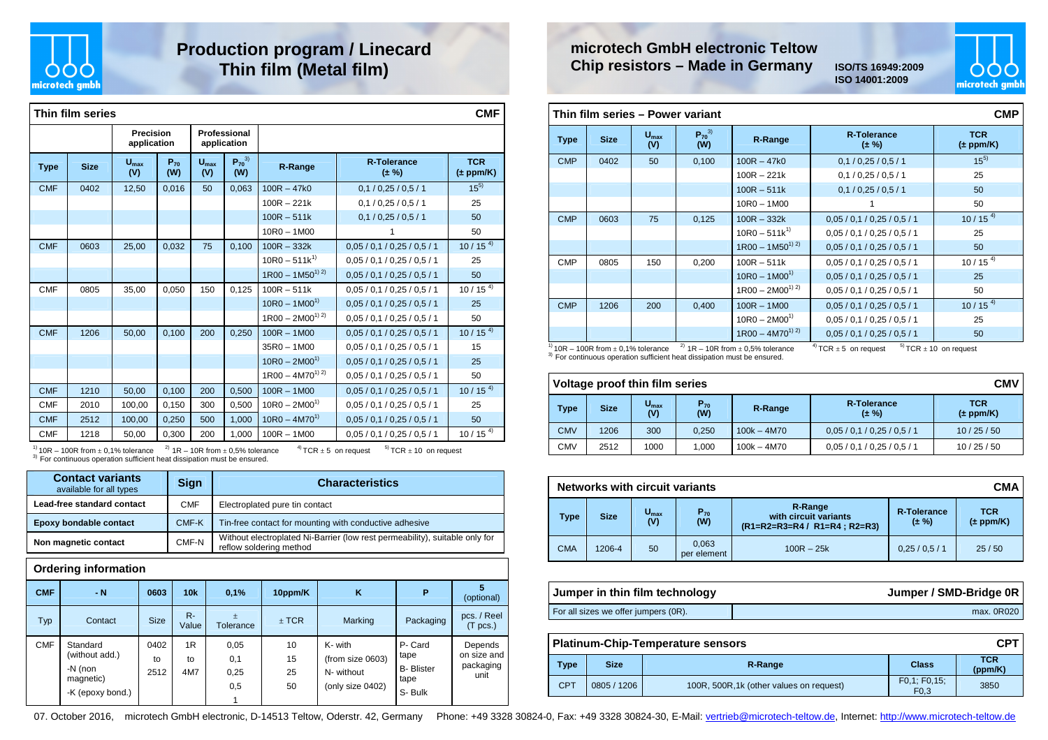# Production program / Linecard
# Thin film (Metal film)

## microtech GmbH electronic Teltow
## Chip resistors – Made in Germany

ISO/TS 16949:2009
ISO 14001:2009

### Thin film series — CMF

| | | Precision application | | Professional application | | | | |
|---|---|---|---|---|---|---|---|---|
| **Type** | **Size** | **$U_{max}$ (V)** | **$P_{70}$ (W)** | **$U_{max}$ (V)** | **$P_{70}$[3] (W)** | **R-Range** | **R-Tolerance (± %)** | **TCR (± ppm/K)** |
| CMF | 0402 | 12,50 | 0,016 | 50 | 0,063 | 100R – 47k0 | 0,1 / 0,25 / 0,5 / 1 | 15[5] |
| | | | | | | 100R – 221k | 0,1 / 0,25 / 0,5 / 1 | 25 |
| | | | | | | 100R – 511k | 0,1 / 0,25 / 0,5 / 1 | 50 |
| | | | | | | 10R0 – 1M00 | 1 | 50 |
| CMF | 0603 | 25,00 | 0,032 | 75 | 0,100 | 100R – 332k | 0,05 / 0,1 / 0,25 / 0,5 / 1 | 10 / 15 [4] |
| | | | | | | 10R0 – 511k[1] | 0,05 / 0,1 / 0,25 / 0,5 / 1 | 25 |
| | | | | | | 1R00 – 1M50[1) 2)] | 0,05 / 0,1 / 0,25 / 0,5 / 1 | 50 |
| CMF | 0805 | 35,00 | 0,050 | 150 | 0,125 | 100R – 511k | 0,05 / 0,1 / 0,25 / 0,5 / 1 | 10 / 15 [4] |
| | | | | | | 10R0 – 1M00[1] | 0,05 / 0,1 / 0,25 / 0,5 / 1 | 25 |
| | | | | | | 1R00 – 2M00[1) 2)] | 0,05 / 0,1 / 0,25 / 0,5 / 1 | 50 |
| CMF | 1206 | 50,00 | 0,100 | 200 | 0,250 | 100R – 1M00 | 0,05 / 0,1 / 0,25 / 0,5 / 1 | 10 / 15 [4] |
| | | | | | | 35R0 – 1M00 | 0,05 / 0,1 / 0,25 / 0,5 / 1 | 15 |
| | | | | | | 10R0 – 2M00[1] | 0,05 / 0,1 / 0,25 / 0,5 / 1 | 25 |
| | | | | | | 1R00 – 4M70[1) 2)] | 0,05 / 0,1 / 0,25 / 0,5 / 1 | 50 |
| CMF | 1210 | 50,00 | 0,100 | 200 | 0,500 | 100R – 1M00 | 0,05 / 0,1 / 0,25 / 0,5 / 1 | 10 / 15 [4] |
| CMF | 2010 | 100,00 | 0,150 | 300 | 0,500 | 10R0 – 2M00[1] | 0,05 / 0,1 / 0,25 / 0,5 / 1 | 25 |
| CMF | 2512 | 100,00 | 0,250 | 500 | 1,000 | 10R0 – 4M70[1] | 0,05 / 0,1 / 0,25 / 0,5 / 1 | 50 |
| CMF | 1218 | 50,00 | 0,300 | 200 | 1,000 | 100R – 1M00 | 0,05 / 0,1 / 0,25 / 0,5 / 1 | 10 / 15 [4] |

[1] 10R – 100R from ± 0,1% tolerance [2] 1R – 10R from ± 0,5% tolerance [4] TCR ± 5 on request [5] TCR ± 10 on request
[3] For continuous operation sufficient heat dissipation must be ensured.

### Contact variants

| Contact variants (available for all types) | Sign | Characteristics |
|---|---|---|
| **Lead-free standard contact** | CMF | Electroplated pure tin contact |
| **Epoxy bondable contact** | CMF-K | Tin-free contact for mounting with conductive adhesive |
| **Non magnetic contact** | CMF-N | Without electroplated Ni-Barrier (low rest permeability), suitable only for reflow soldering method |

### Ordering information

| CMF | - N | 0603 | 10k | 0,1% | 10ppm/K | K | P | 5 (optional) |
|---|---|---|---|---|---|---|---|---|
| Typ | Contact | Size | R-Value | ± Tolerance | ± TCR | Marking | Packaging | pcs. / Reel (T pcs.) |
| CMF | Standard (without add.)<br>-N (non magnetic)<br>-K (epoxy bond.) | 0402<br>to<br>2512 | 1R<br>to<br>4M7 | 0,05<br>0,1<br>0,25<br>0,5<br>1 | 10<br>15<br>25<br>50 | K- with (from size 0603)<br>N- without (only size 0402) | P- Card tape<br>B- Blister tape<br>S- Bulk | Depends on size and packaging unit |

### Thin film series – Power variant — CMP

| **Type** | **Size** | **$U_{max}$ (V)** | **$P_{70}$[3] (W)** | **R-Range** | **R-Tolerance (± %)** | **TCR (± ppm/K)** |
|---|---|---|---|---|---|---|
| CMP | 0402 | 50 | 0,100 | 100R – 47k0 | 0,1 / 0,25 / 0,5 / 1 | 15[5] |
| | | | | 100R – 221k | 0,1 / 0,25 / 0,5 / 1 | 25 |
| | | | | 100R – 511k | 0,1 / 0,25 / 0,5 / 1 | 50 |
| | | | | 10R0 – 1M00 | 1 | 50 |
| CMP | 0603 | 75 | 0,125 | 100R – 332k | 0,05 / 0,1 / 0,25 / 0,5 / 1 | 10 / 15 [4] |
| | | | | 10R0 – 511k[1] | 0,05 / 0,1 / 0,25 / 0,5 / 1 | 25 |
| | | | | 1R00 – 1M50[1) 2)] | 0,05 / 0,1 / 0,25 / 0,5 / 1 | 50 |
| CMP | 0805 | 150 | 0,200 | 100R – 511k | 0,05 / 0,1 / 0,25 / 0,5 / 1 | 10 / 15 [4] |
| | | | | 10R0 – 1M00[1] | 0,05 / 0,1 / 0,25 / 0,5 / 1 | 25 |
| | | | | 1R00 – 2M00[1) 2)] | 0,05 / 0,1 / 0,25 / 0,5 / 1 | 50 |
| CMP | 1206 | 200 | 0,400 | 100R – 1M00 | 0,05 / 0,1 / 0,25 / 0,5 / 1 | 10 / 15 [4] |
| | | | | 10R0 – 2M00[1] | 0,05 / 0,1 / 0,25 / 0,5 / 1 | 25 |
| | | | | 1R00 – 4M70[1) 2)] | 0,05 / 0,1 / 0,25 / 0,5 / 1 | 50 |

[1] 10R – 100R from ± 0,1% tolerance [2] 1R – 10R from ± 0,5% tolerance [4] TCR ± 5 on request [5] TCR ± 10 on request
[3] For continuous operation sufficient heat dissipation must be ensured.

### Voltage proof thin film series — CMV

| **Type** | **Size** | **$U_{max}$ (V)** | **$P_{70}$ (W)** | **R-Range** | **R-Tolerance (± %)** | **TCR (± ppm/K)** |
|---|---|---|---|---|---|---|
| CMV | 1206 | 300 | 0,250 | 100k – 4M70 | 0,05 / 0,1 / 0,25 / 0,5 / 1 | 10 / 25 / 50 |
| CMV | 2512 | 1000 | 1,000 | 100k – 4M70 | 0,05 / 0,1 / 0,25 / 0,5 / 1 | 10 / 25 / 50 |

### Networks with circuit variants — CMA

| **Type** | **Size** | **$U_{max}$ (V)** | **$P_{70}$ (W)** | **R-Range with circuit variants (R1=R2=R3=R4 / R1=R4 ; R2=R3)** | **R-Tolerance (± %)** | **TCR (± ppm/K)** |
|---|---|---|---|---|---|---|
| CMA | 1206-4 | 50 | 0,063 per element | 100R – 25k | 0,25 / 0,5 / 1 | 25 / 50 |

### Jumper in thin film technology — Jumper / SMD-Bridge 0R

| For all sizes we offer jumpers (0R). | max. 0R020 |
|---|---|

### Platinum-Chip-Temperature sensors — CPT

| **Type** | **Size** | **R-Range** | **Class** | **TCR (ppm/K)** |
|---|---|---|---|---|
| CPT | 0805 / 1206 | 100R, 500R,1k (other values on request) | F0,1; F0,15; F0,3 | 3850 |

07. October 2016, microtech GmbH electronic, D-14513 Teltow, Oderstr. 42, Germany Phone: +49 3328 30824-0, Fax: +49 3328 30824-30, E-Mail: vertrieb@microtech-teltow.de, Internet: http://www.microtech-teltow.de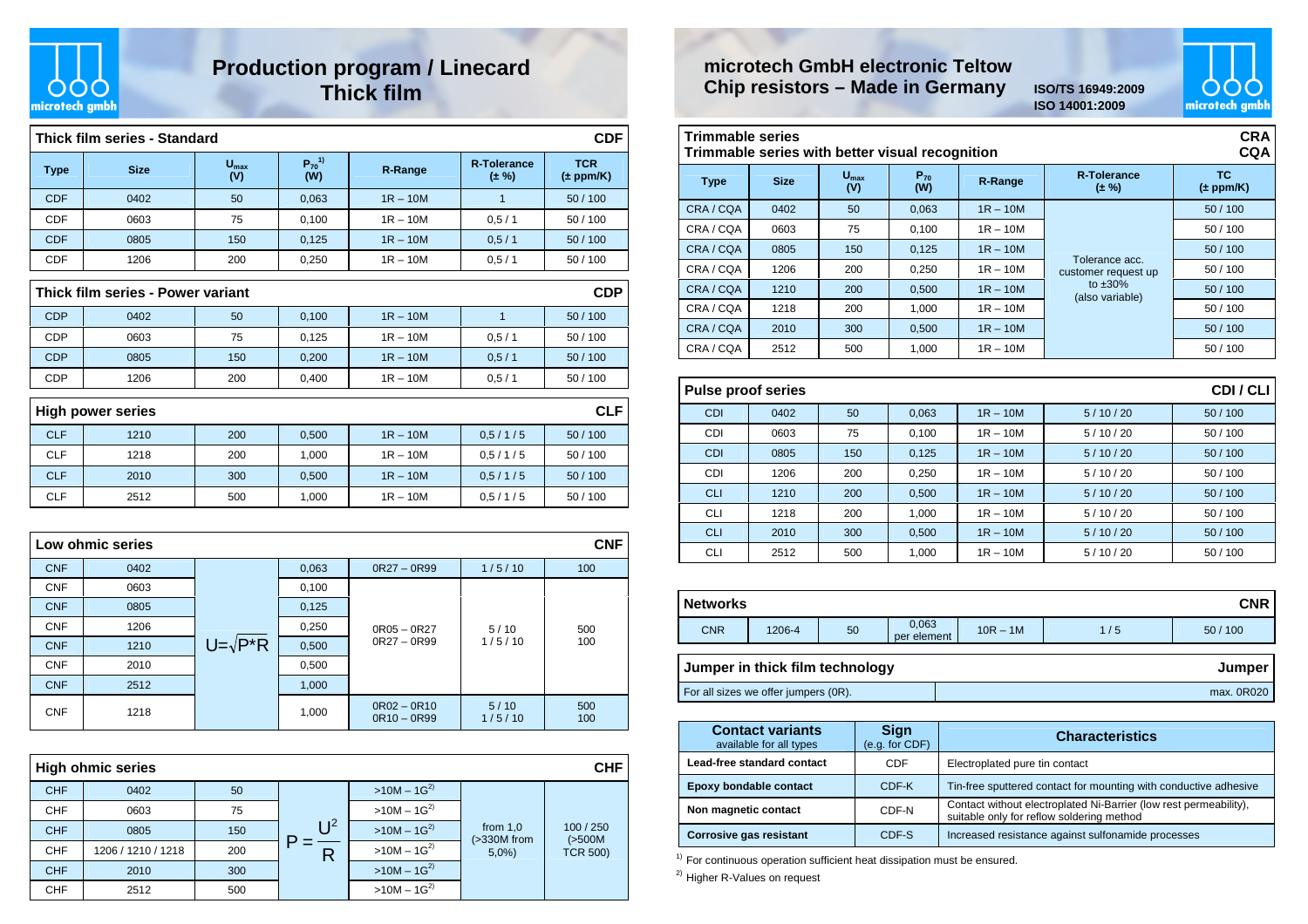# Production program / Linecard
# Thick film

## microtech GmbH electronic Teltow
## Chip resistors – Made in Germany

ISO/TS 16949:2009
ISO 14001:2009

| Thick film series - Standard | | | | | | CDF |
|---|---|---|---|---|---|---|
| Type | Size | $U_{max}$ (V) | $P_{70}$[1] (W) | R-Range | R-Tolerance (± %) | TCR (± ppm/K) |
| CDF | 0402 | 50 | 0,063 | 1R – 10M | 1 | 50 / 100 |
| CDF | 0603 | 75 | 0,100 | 1R – 10M | 0,5 / 1 | 50 / 100 |
| CDF | 0805 | 150 | 0,125 | 1R – 10M | 0,5 / 1 | 50 / 100 |
| CDF | 1206 | 200 | 0,250 | 1R – 10M | 0,5 / 1 | 50 / 100 |

| Thick film series - Power variant | | | | | | CDP |
|---|---|---|---|---|---|---|
| CDP | 0402 | 50 | 0,100 | 1R – 10M | 1 | 50 / 100 |
| CDP | 0603 | 75 | 0,125 | 1R – 10M | 0,5 / 1 | 50 / 100 |
| CDP | 0805 | 150 | 0,200 | 1R – 10M | 0,5 / 1 | 50 / 100 |
| CDP | 1206 | 200 | 0,400 | 1R – 10M | 0,5 / 1 | 50 / 100 |

| High power series | | | | | | CLF |
|---|---|---|---|---|---|---|
| CLF | 1210 | 200 | 0,500 | 1R – 10M | 0,5 / 1 / 5 | 50 / 100 |
| CLF | 1218 | 200 | 1,000 | 1R – 10M | 0,5 / 1 / 5 | 50 / 100 |
| CLF | 2010 | 300 | 0,500 | 1R – 10M | 0,5 / 1 / 5 | 50 / 100 |
| CLF | 2512 | 500 | 1,000 | 1R – 10M | 0,5 / 1 / 5 | 50 / 100 |

| Low ohmic series | | | | | | CNF |
|---|---|---|---|---|---|---|
| CNF | 0402 | $U=\sqrt{P*R}$ | 0,063 | 0R27 – 0R99 | 1 / 5 / 10 | 100 |
| CNF | 0603 | | 0,100 | 0R05 – 0R27<br>0R27 – 0R99 | 5 / 10<br>1 / 5 / 10 | 500<br>100 |
| CNF | 0805 | | 0,125 | | | |
| CNF | 1206 | | 0,250 | | | |
| CNF | 1210 | | 0,500 | | | |
| CNF | 2010 | | 0,500 | | | |
| CNF | 2512 | | 1,000 | | | |
| CNF | 1218 | | 1,000 | 0R02 – 0R10<br>0R10 – 0R99 | 5 / 10<br>1 / 5 / 10 | 500<br>100 |

| High ohmic series | | | | | | CHF |
|---|---|---|---|---|---|---|
| CHF | 0402 | 50 | $P=\frac{U^2}{R}$ | >10M – 1G[2] | from 1,0 (>330M from 5,0%) | 100 / 250 (>500M TCR 500) |
| CHF | 0603 | 75 | | >10M – 1G[2] | | |
| CHF | 0805 | 150 | | >10M – 1G[2] | | |
| CHF | 1206 / 1210 / 1218 | 200 | | >10M – 1G[2] | | |
| CHF | 2010 | 300 | | >10M – 1G[2] | | |
| CHF | 2512 | 500 | | >10M – 1G[2] | | |

| Trimmable series<br>Trimmable series with better visual recognition | | | | | | CRA<br>CQA |
|---|---|---|---|---|---|---|
| Type | Size | $U_{max}$ (V) | $P_{70}$ (W) | R-Range | R-Tolerance (± %) | TC (± ppm/K) |
| CRA / CQA | 0402 | 50 | 0,063 | 1R – 10M | Tolerance acc. customer request up to ±30% (also variable) | 50 / 100 |
| CRA / CQA | 0603 | 75 | 0,100 | 1R – 10M | | 50 / 100 |
| CRA / CQA | 0805 | 150 | 0,125 | 1R – 10M | | 50 / 100 |
| CRA / CQA | 1206 | 200 | 0,250 | 1R – 10M | | 50 / 100 |
| CRA / CQA | 1210 | 200 | 0,500 | 1R – 10M | | 50 / 100 |
| CRA / CQA | 1218 | 200 | 1,000 | 1R – 10M | | 50 / 100 |
| CRA / CQA | 2010 | 300 | 0,500 | 1R – 10M | | 50 / 100 |
| CRA / CQA | 2512 | 500 | 1,000 | 1R – 10M | | 50 / 100 |

| Pulse proof series | | | | | | CDI / CLI |
|---|---|---|---|---|---|---|
| CDI | 0402 | 50 | 0,063 | 1R – 10M | 5 / 10 / 20 | 50 / 100 |
| CDI | 0603 | 75 | 0,100 | 1R – 10M | 5 / 10 / 20 | 50 / 100 |
| CDI | 0805 | 150 | 0,125 | 1R – 10M | 5 / 10 / 20 | 50 / 100 |
| CDI | 1206 | 200 | 0,250 | 1R – 10M | 5 / 10 / 20 | 50 / 100 |
| CLI | 1210 | 200 | 0,500 | 1R – 10M | 5 / 10 / 20 | 50 / 100 |
| CLI | 1218 | 200 | 1,000 | 1R – 10M | 5 / 10 / 20 | 50 / 100 |
| CLI | 2010 | 300 | 0,500 | 1R – 10M | 5 / 10 / 20 | 50 / 100 |
| CLI | 2512 | 500 | 1,000 | 1R – 10M | 5 / 10 / 20 | 50 / 100 |

| Networks | | | | | | CNR |
|---|---|---|---|---|---|---|
| CNR | 1206-4 | 50 | 0,063 per element | 10R – 1M | 1 / 5 | 50 / 100 |

| Jumper in thick film technology | Jumper |
|---|---|
| For all sizes we offer jumpers (0R). | max. 0R020 |

| Contact variants available for all types | Sign (e.g. for CDF) | Characteristics |
|---|---|---|
| **Lead-free standard contact** | CDF | Electroplated pure tin contact |
| **Epoxy bondable contact** | CDF-K | Tin-free sputtered contact for mounting with conductive adhesive |
| **Non magnetic contact** | CDF-N | Contact without electroplated Ni-Barrier (low rest permeability), suitable only for reflow soldering method |
| **Corrosive gas resistant** | CDF-S | Increased resistance against sulfonamide processes |

[1] For continuous operation sufficient heat dissipation must be ensured.

[2] Higher R-Values on request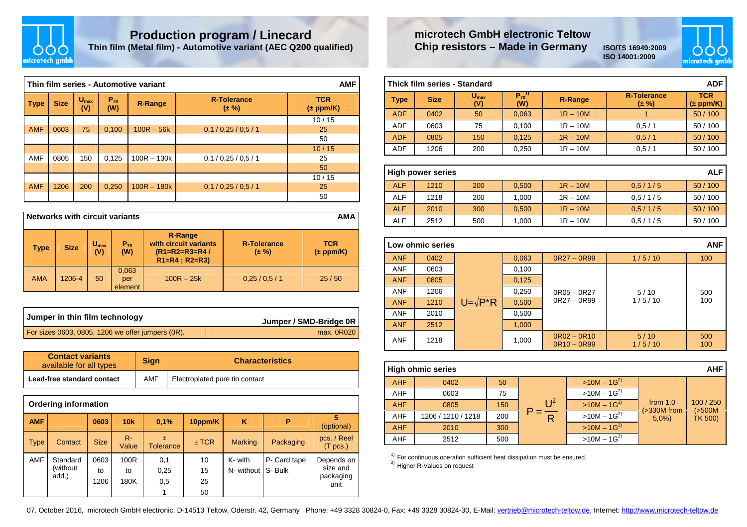# Production program / Linecard

**Thin film (Metal film) - Automotive variant (AEC Q200 qualified)**

**microtech GmbH electronic Teltow**
**Chip resistors – Made in Germany**

**ISO/TS 16949:2009**
**ISO 14001:2009**

| Thin film series - Automotive variant | | | | | | AMF |
|---|---|---|---|---|---|---|
| **Type** | **Size** | **$U_{max}$ (V)** | **$P_{70}$ (W)** | **R-Range** | **R-Tolerance (± %)** | **TCR (± ppm/K)** |
| AMF | 0603 | 75 | 0,100 | 100R – 56k | 0,1 / 0,25 / 0,5 / 1 | 10 / 15, 25, 50 |
| AMF | 0805 | 150 | 0,125 | 100R – 130k | 0,1 / 0,25 / 0,5 / 1 | 10 / 15, 25, 50 |
| AMF | 1206 | 200 | 0,250 | 100R – 180k | 0,1 / 0,25 / 0,5 / 1 | 10 / 15, 25, 50 |

| Networks with circuit variants | | | | | | AMA |
|---|---|---|---|---|---|---|
| **Type** | **Size** | **$U_{max}$ (V)** | **$P_{70}$ (W)** | **R-Range with circuit variants (R1=R2=R3=R4 / R1=R4 ; R2=R3)** | **R-Tolerance (± %)** | **TCR (± ppm/K)** |
| AMA | 1206-4 | 50 | 0,063 per element | 100R – 25k | 0,25 / 0,5 / 1 | 25 / 50 |

| Jumper in thin film technology | Jumper / SMD-Bridge 0R |
|---|---|
| For sizes 0603, 0805, 1206 we offer jumpers (0R). | max. 0R020 |

| **Contact variants** available for all types | **Sign** | **Characteristics** |
|---|---|---|
| **Lead-free standard contact** | AMF | Electroplated pure tin contact |

| Ordering information | | | | | | | | |
|---|---|---|---|---|---|---|---|---|
| **AMF** | | **0603** | **10k** | **0,1%** | **10ppm/K** | **K** | **P** | **5** (optional) |
| Type | Contact | Size | R-Value | ± Tolerance | ± TCR | Marking | Packaging | pcs. / Reel (T pcs.) |
| AMF | Standard (without add.) | 0603 to 1206 | 100R to 180K | 0,1 / 0,25 / 0,5 / 1 | 10 / 15 / 25 / 50 | K- with / N- without | P- Card tape / S- Bulk | Depends on size and packaging unit |

| Thick film series - Standard | | | | | | ADF |
|---|---|---|---|---|---|---|
| **Type** | **Size** | **$U_{max}$ (V)** | **$P_{70}$ [1] (W)** | **R-Range** | **R-Tolerance (± %)** | **TCR (± ppm/K)** |
| ADF | 0402 | 50 | 0,063 | 1R – 10M | 1 | 50 / 100 |
| ADF | 0603 | 75 | 0,100 | 1R – 10M | 0,5 / 1 | 50 / 100 |
| ADF | 0805 | 150 | 0,125 | 1R – 10M | 0,5 / 1 | 50 / 100 |
| ADF | 1206 | 200 | 0,250 | 1R – 10M | 0,5 / 1 | 50 / 100 |

| High power series | | | | | | ALF |
|---|---|---|---|---|---|---|
| ALF | 1210 | 200 | 0,500 | 1R – 10M | 0,5 / 1 / 5 | 50 / 100 |
| ALF | 1218 | 200 | 1,000 | 1R – 10M | 0,5 / 1 / 5 | 50 / 100 |
| ALF | 2010 | 300 | 0,500 | 1R – 10M | 0,5 / 1 / 5 | 50 / 100 |
| ALF | 2512 | 500 | 1,000 | 1R – 10M | 0,5 / 1 / 5 | 50 / 100 |

| Low ohmic series | | | | | | ANF |
|---|---|---|---|---|---|---|
| ANF | 0402 | $U=\sqrt{P*R}$ | 0,063 | 0R27 – 0R99 | 1 / 5 / 10 | 100 |
| ANF | 0603 | | 0,100 | 0R05 – 0R27 / 0R27 – 0R99 | 5 / 10 / 1 / 5 / 10 | 500 / 100 |
| ANF | 0805 | | 0,125 | | | |
| ANF | 1206 | | 0,250 | | | |
| ANF | 1210 | | 0,500 | | | |
| ANF | 2010 | | 0,500 | | | |
| ANF | 2512 | | 1,000 | | | |
| ANF | 1218 | | 1,000 | 0R02 – 0R10 / 0R10 – 0R99 | 5 / 10 / 1 / 5 / 10 | 500 / 100 |

| High ohmic series | | | | | | AHF |
|---|---|---|---|---|---|---|
| AHF | 0402 | 50 | $P=\frac{U^2}{R}$ | >10M – 1G [2] | from 1,0 (>330M from 5,0%) | 100 / 250 (>500M TK 500) |
| AHF | 0603 | 75 | | >10M – 1G [2] | | |
| AHF | 0805 | 150 | | >10M – 1G [2] | | |
| AHF | 1206 / 1210 / 1218 | 200 | | >10M – 1G [2] | | |
| AHF | 2010 | 300 | | >10M – 1G [2] | | |
| AHF | 2512 | 500 | | >10M – 1G [2] | | |

[1] For continuous operation sufficient heat dissipation must be ensured.
[2] Higher R-Values on request

07. October 2016, microtech GmbH electronic, D-14513 Teltow, Oderstr. 42, Germany Phone: +49 3328 30824-0, Fax: +49 3328 30824-30, E-Mail: vertrieb@microtech-teltow.de, Internet: http://www.microtech-teltow.de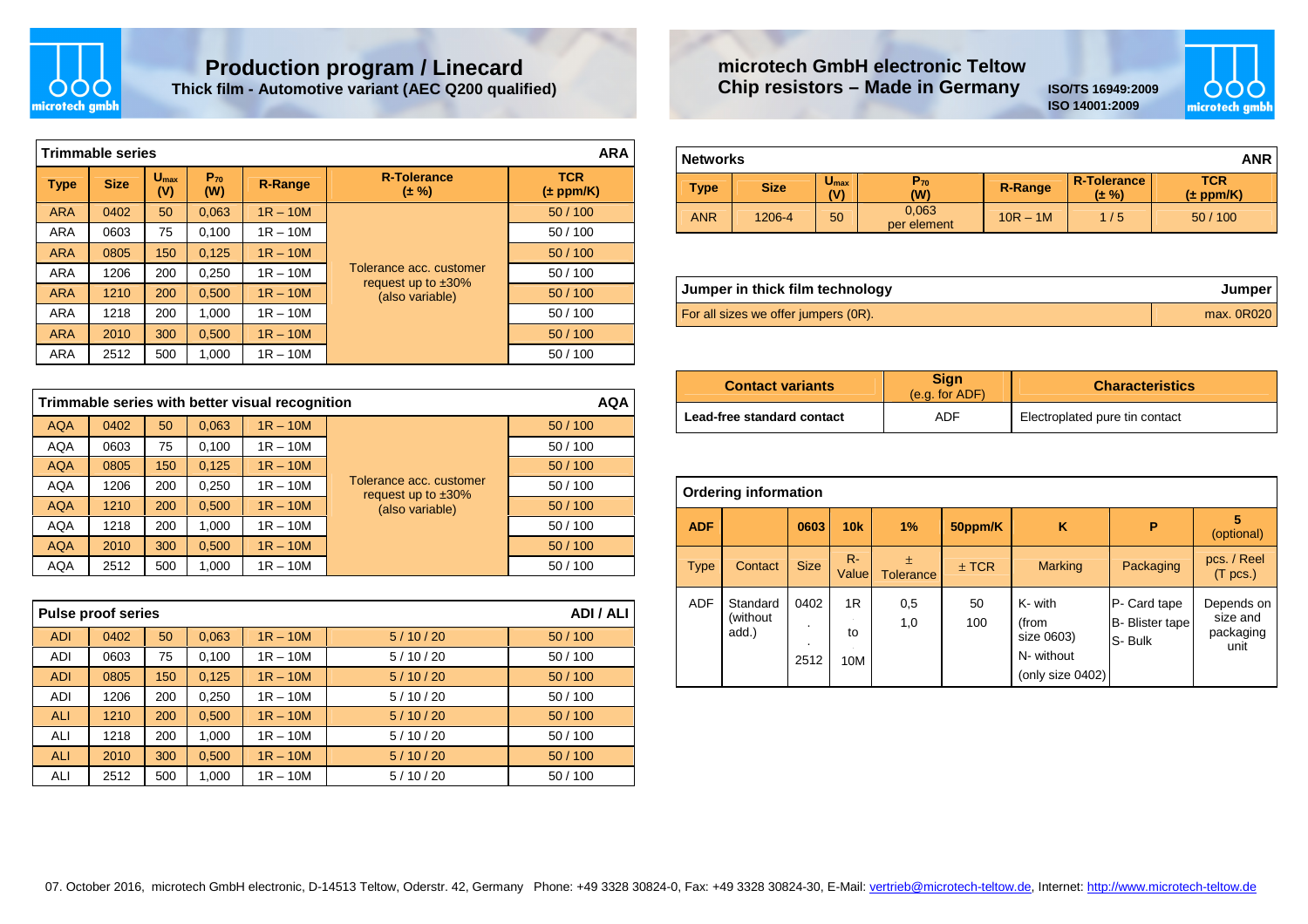# Production program / Linecard

**Thick film - Automotive variant (AEC Q200 qualified)**

## microtech GmbH electronic Teltow
## Chip resistors – Made in Germany

**ISO/TS 16949:2009**
**ISO 14001:2009**

| **Trimmable series** | | | | | | **ARA** |
|---|---|---|---|---|---|---|
| **Type** | **Size** | **$U_{max}$ (V)** | **$P_{70}$ (W)** | **R-Range** | **R-Tolerance (± %)** | **TCR (± ppm/K)** |
| ARA | 0402 | 50 | 0,063 | 1R – 10M | Tolerance acc. customer request up to ±30% (also variable) | 50 / 100 |
| ARA | 0603 | 75 | 0,100 | 1R – 10M | | 50 / 100 |
| ARA | 0805 | 150 | 0,125 | 1R – 10M | | 50 / 100 |
| ARA | 1206 | 200 | 0,250 | 1R – 10M | | 50 / 100 |
| ARA | 1210 | 200 | 0,500 | 1R – 10M | | 50 / 100 |
| ARA | 1218 | 200 | 1,000 | 1R – 10M | | 50 / 100 |
| ARA | 2010 | 300 | 0,500 | 1R – 10M | | 50 / 100 |
| ARA | 2512 | 500 | 1,000 | 1R – 10M | | 50 / 100 |

| **Trimmable series with better visual recognition** | | | | | | **AQA** |
|---|---|---|---|---|---|---|
| AQA | 0402 | 50 | 0,063 | 1R – 10M | Tolerance acc. customer request up to ±30% (also variable) | 50 / 100 |
| AQA | 0603 | 75 | 0,100 | 1R – 10M | | 50 / 100 |
| AQA | 0805 | 150 | 0,125 | 1R – 10M | | 50 / 100 |
| AQA | 1206 | 200 | 0,250 | 1R – 10M | | 50 / 100 |
| AQA | 1210 | 200 | 0,500 | 1R – 10M | | 50 / 100 |
| AQA | 1218 | 200 | 1,000 | 1R – 10M | | 50 / 100 |
| AQA | 2010 | 300 | 0,500 | 1R – 10M | | 50 / 100 |
| AQA | 2512 | 500 | 1,000 | 1R – 10M | | 50 / 100 |

| **Pulse proof series** | | | | | | **ADI / ALI** |
|---|---|---|---|---|---|---|
| ADI | 0402 | 50 | 0,063 | 1R – 10M | 5 / 10 / 20 | 50 / 100 |
| ADI | 0603 | 75 | 0,100 | 1R – 10M | 5 / 10 / 20 | 50 / 100 |
| ADI | 0805 | 150 | 0,125 | 1R – 10M | 5 / 10 / 20 | 50 / 100 |
| ADI | 1206 | 200 | 0,250 | 1R – 10M | 5 / 10 / 20 | 50 / 100 |
| ALI | 1210 | 200 | 0,500 | 1R – 10M | 5 / 10 / 20 | 50 / 100 |
| ALI | 1218 | 200 | 1,000 | 1R – 10M | 5 / 10 / 20 | 50 / 100 |
| ALI | 2010 | 300 | 0,500 | 1R – 10M | 5 / 10 / 20 | 50 / 100 |
| ALI | 2512 | 500 | 1,000 | 1R – 10M | 5 / 10 / 20 | 50 / 100 |

| **Networks** | | | | | | **ANR** |
|---|---|---|---|---|---|---|
| **Type** | **Size** | **$U_{max}$ (V)** | **$P_{70}$ (W)** | **R-Range** | **R-Tolerance (± %)** | **TCR (± ppm/K)** |
| ANR | 1206-4 | 50 | 0,063 per element | 10R – 1M | 1 / 5 | 50 / 100 |

| **Jumper in thick film technology** | **Jumper** |
|---|---|
| For all sizes we offer jumpers (0R). | max. 0R020 |

| **Contact variants** | **Sign** (e.g. for ADF) | **Characteristics** |
|---|---|---|
| **Lead-free standard contact** | ADF | Electroplated pure tin contact |

| **Ordering information** | | | | | | | | |
|---|---|---|---|---|---|---|---|---|
| **ADF** | | **0603** | **10k** | **1%** | **50ppm/K** | **K** | **P** | **5** (optional) |
| Type | Contact | Size | R-Value | ± Tolerance | ± TCR | Marking | Packaging | pcs. / Reel (T pcs.) |
| ADF | Standard (without add.) | 0402 . . 2512 | 1R to 10M | 0,5 1,0 | 50 100 | K- with (from size 0603) N- without (only size 0402) | P- Card tape B- Blister tape S- Bulk | Depends on size and packaging unit |

07. October 2016, microtech GmbH electronic, D-14513 Teltow, Oderstr. 42, Germany Phone: +49 3328 30824-0, Fax: +49 3328 30824-30, E-Mail: vertrieb@microtech-teltow.de, Internet: http://www.microtech-teltow.de